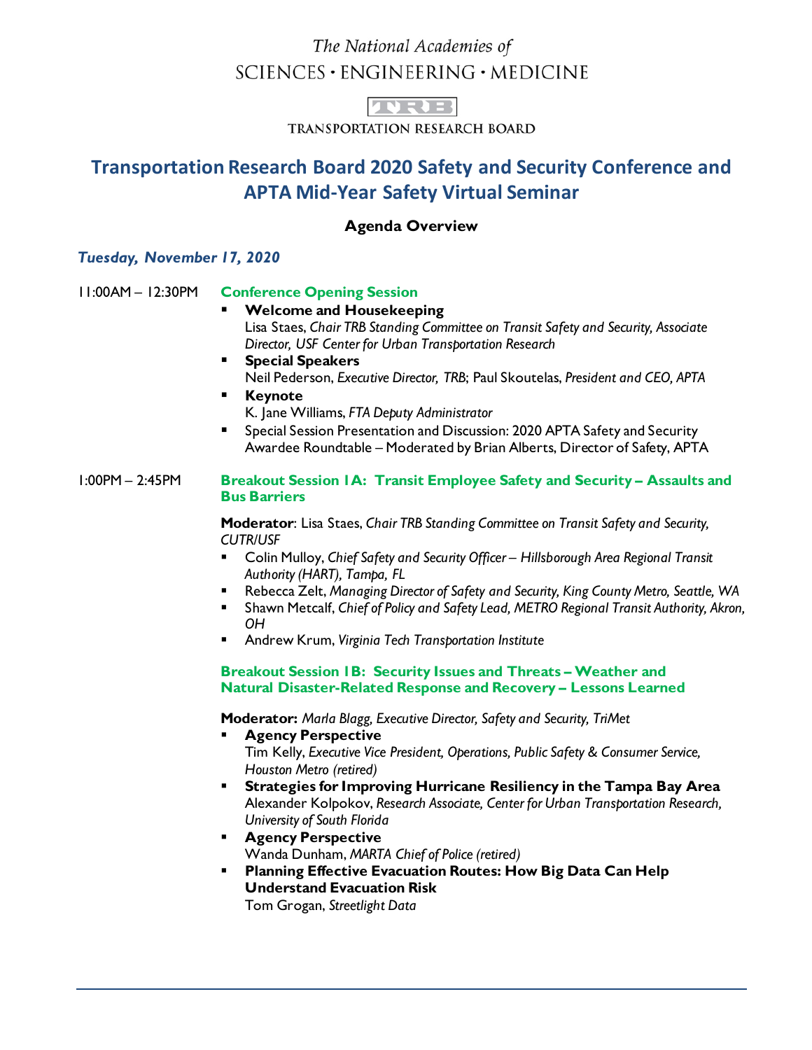The National Academies of
SCIENCES · ENGINEERING · MEDICINE

TRB
TRANSPORTATION RESEARCH BOARD

# Transportation Research Board 2020 Safety and Security Conference and APTA Mid-Year Safety Virtual Seminar

## Agenda Overview

### *Tuesday, November 17, 2020*

**11:00AM – 12:30PM** **Conference Opening Session**

- **Welcome and Housekeeping**
  Lisa Staes, *Chair TRB Standing Committee on Transit Safety and Security, Associate Director, USF Center for Urban Transportation Research*
- **Special Speakers**
  Neil Pederson, *Executive Director, TRB*; Paul Skoutelas, *President and CEO, APTA*
- **Keynote**
  K. Jane Williams, *FTA Deputy Administrator*
- Special Session Presentation and Discussion: 2020 APTA Safety and Security Awardee Roundtable – Moderated by Brian Alberts, Director of Safety, APTA

**1:00PM – 2:45PM** **Breakout Session 1A: Transit Employee Safety and Security – Assaults and Bus Barriers**

**Moderator**: Lisa Staes, *Chair TRB Standing Committee on Transit Safety and Security, CUTR/USF*

- Colin Mulloy, *Chief Safety and Security Officer – Hillsborough Area Regional Transit Authority (HART), Tampa, FL*
- Rebecca Zelt, *Managing Director of Safety and Security, King County Metro, Seattle, WA*
- Shawn Metcalf, *Chief of Policy and Safety Lead, METRO Regional Transit Authority, Akron, OH*
- Andrew Krum, *Virginia Tech Transportation Institute*

**Breakout Session 1B: Security Issues and Threats – Weather and Natural Disaster-Related Response and Recovery – Lessons Learned**

**Moderator:** *Marla Blagg, Executive Director, Safety and Security, TriMet*

- **Agency Perspective**
  Tim Kelly, *Executive Vice President, Operations, Public Safety & Consumer Service, Houston Metro (retired)*
- **Strategies for Improving Hurricane Resiliency in the Tampa Bay Area**
  Alexander Kolpokov, *Research Associate, Center for Urban Transportation Research, University of South Florida*
- **Agency Perspective**
  Wanda Dunham, *MARTA Chief of Police (retired)*
- **Planning Effective Evacuation Routes: How Big Data Can Help Understand Evacuation Risk**
  Tom Grogan, *Streetlight Data*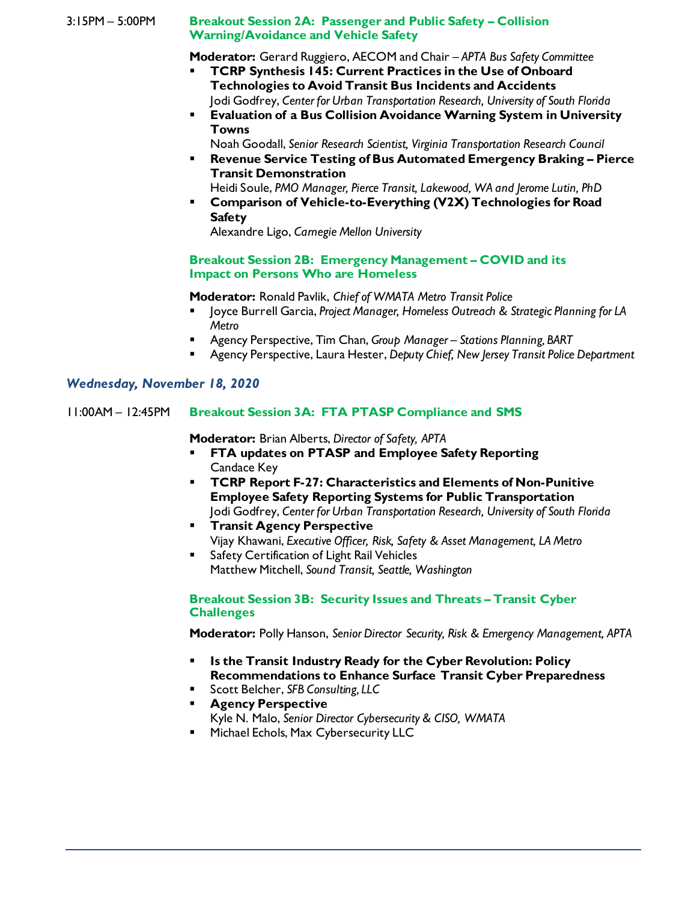3:15PM – 5:00PM **Breakout Session 2A: Passenger and Public Safety – Collision Warning/Avoidance and Vehicle Safety**

**Moderator:** Gerard Ruggiero, AECOM and Chair – *APTA Bus Safety Committee*

- **TCRP Synthesis 145: Current Practices in the Use of Onboard Technologies to Avoid Transit Bus Incidents and Accidents**
  Jodi Godfrey, *Center for Urban Transportation Research, University of South Florida*
- **Evaluation of a Bus Collision Avoidance Warning System in University Towns**
  Noah Goodall, *Senior Research Scientist, Virginia Transportation Research Council*
- **Revenue Service Testing of Bus Automated Emergency Braking – Pierce Transit Demonstration**
  Heidi Soule, *PMO Manager, Pierce Transit, Lakewood, WA and Jerome Lutin, PhD*
- **Comparison of Vehicle-to-Everything (V2X) Technologies for Road Safety**
  Alexandre Ligo, *Carnegie Mellon University*

**Breakout Session 2B: Emergency Management – COVID and its Impact on Persons Who are Homeless**

**Moderator:** Ronald Pavlik, *Chief of WMATA Metro Transit Police*

- Joyce Burrell Garcia, *Project Manager, Homeless Outreach & Strategic Planning for LA Metro*
- Agency Perspective, Tim Chan, *Group Manager – Stations Planning, BART*
- Agency Perspective, Laura Hester, *Deputy Chief, New Jersey Transit Police Department*

## *Wednesday, November 18, 2020*

11:00AM – 12:45PM **Breakout Session 3A: FTA PTASP Compliance and SMS**

**Moderator:** Brian Alberts, *Director of Safety, APTA*

- **FTA updates on PTASP and Employee Safety Reporting**
  Candace Key
- **TCRP Report F-27: Characteristics and Elements of Non-Punitive Employee Safety Reporting Systems for Public Transportation**
  Jodi Godfrey, *Center for Urban Transportation Research, University of South Florida*
- **Transit Agency Perspective**
  Vijay Khawani, *Executive Officer, Risk, Safety & Asset Management, LA Metro*
- Safety Certification of Light Rail Vehicles
  Matthew Mitchell, *Sound Transit, Seattle, Washington*

**Breakout Session 3B: Security Issues and Threats – Transit Cyber Challenges**

**Moderator:** Polly Hanson, *Senior Director Security, Risk & Emergency Management, APTA*

- **Is the Transit Industry Ready for the Cyber Revolution: Policy Recommendations to Enhance Surface Transit Cyber Preparedness**
- Scott Belcher, *SFB Consulting, LLC*
- **Agency Perspective**
  Kyle N. Malo, *Senior Director Cybersecurity & CISO, WMATA*
- Michael Echols, Max Cybersecurity LLC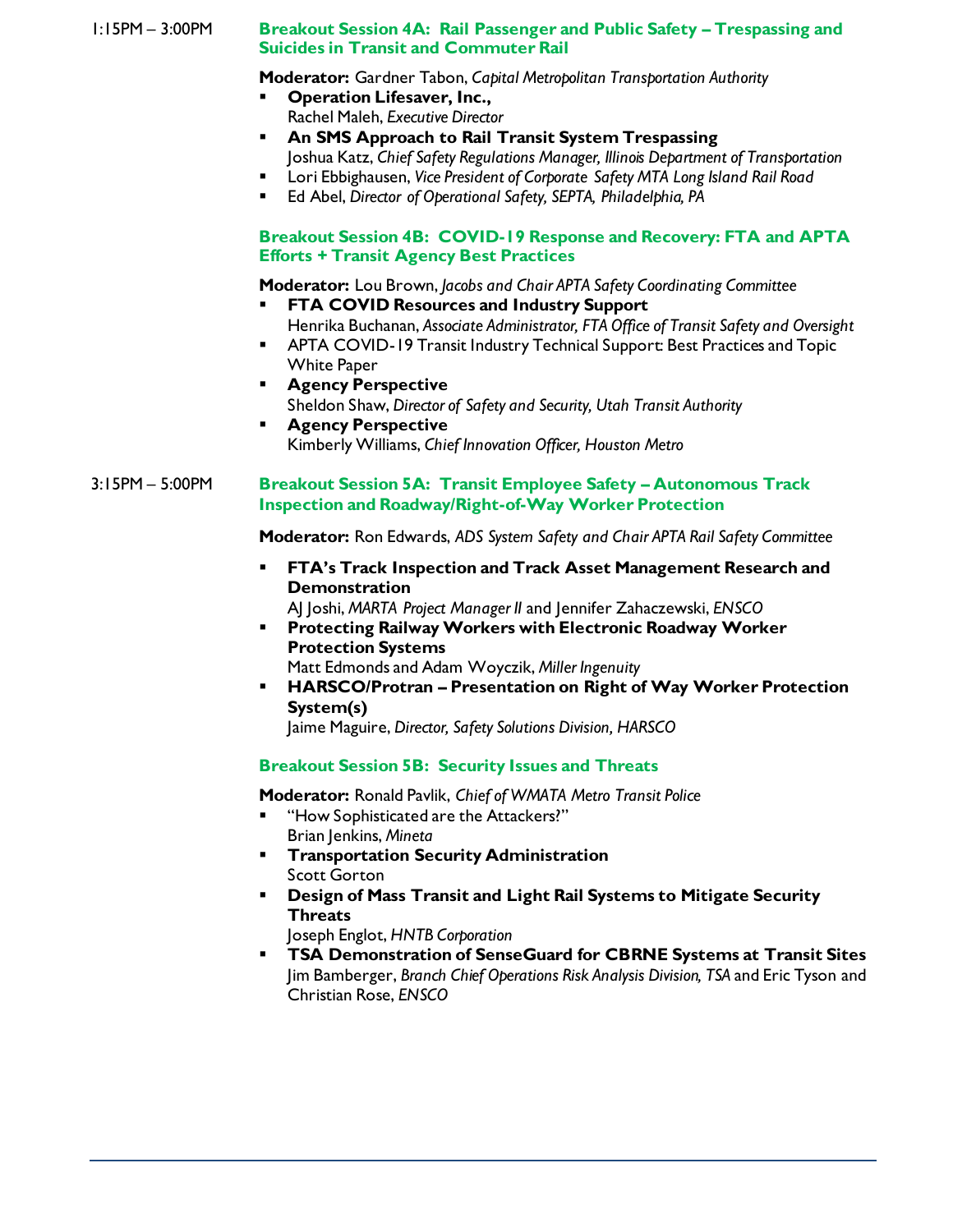1:15PM – 3:00PM

**Breakout Session 4A: Rail Passenger and Public Safety – Trespassing and Suicides in Transit and Commuter Rail**

**Moderator:** Gardner Tabon, *Capital Metropolitan Transportation Authority*

- **Operation Lifesaver, Inc.,**
  Rachel Maleh, *Executive Director*
- **An SMS Approach to Rail Transit System Trespassing**
  Joshua Katz, *Chief Safety Regulations Manager, Illinois Department of Transportation*
- Lori Ebbighausen, *Vice President of Corporate Safety MTA Long Island Rail Road*
- Ed Abel, *Director of Operational Safety, SEPTA, Philadelphia, PA*

**Breakout Session 4B: COVID-19 Response and Recovery: FTA and APTA Efforts + Transit Agency Best Practices**

**Moderator:** Lou Brown, *Jacobs and Chair APTA Safety Coordinating Committee*

- **FTA COVID Resources and Industry Support**
  Henrika Buchanan, *Associate Administrator, FTA Office of Transit Safety and Oversight*
- APTA COVID-19 Transit Industry Technical Support: Best Practices and Topic White Paper
- **Agency Perspective**
  Sheldon Shaw, *Director of Safety and Security, Utah Transit Authority*
- **Agency Perspective**
  Kimberly Williams, *Chief Innovation Officer, Houston Metro*

3:15PM – 5:00PM

**Breakout Session 5A: Transit Employee Safety – Autonomous Track Inspection and Roadway/Right-of-Way Worker Protection**

**Moderator:** Ron Edwards, *ADS System Safety and Chair APTA Rail Safety Committee*

- **FTA's Track Inspection and Track Asset Management Research and Demonstration**
  AJ Joshi, *MARTA Project Manager II* and Jennifer Zahaczewski, *ENSCO*
- **Protecting Railway Workers with Electronic Roadway Worker Protection Systems**
  Matt Edmonds and Adam Woyczik, *Miller Ingenuity*
- **HARSCO/Protran – Presentation on Right of Way Worker Protection System(s)**
  Jaime Maguire, *Director, Safety Solutions Division, HARSCO*

**Breakout Session 5B: Security Issues and Threats**

**Moderator:** Ronald Pavlik, *Chief of WMATA Metro Transit Police*

- "How Sophisticated are the Attackers?"
  Brian Jenkins, *Mineta*
- **Transportation Security Administration**
  Scott Gorton
- **Design of Mass Transit and Light Rail Systems to Mitigate Security Threats**
  Joseph Englot, *HNTB Corporation*
- **TSA Demonstration of SenseGuard for CBRNE Systems at Transit Sites**
  Jim Bamberger, *Branch Chief Operations Risk Analysis Division, TSA* and Eric Tyson and Christian Rose, *ENSCO*